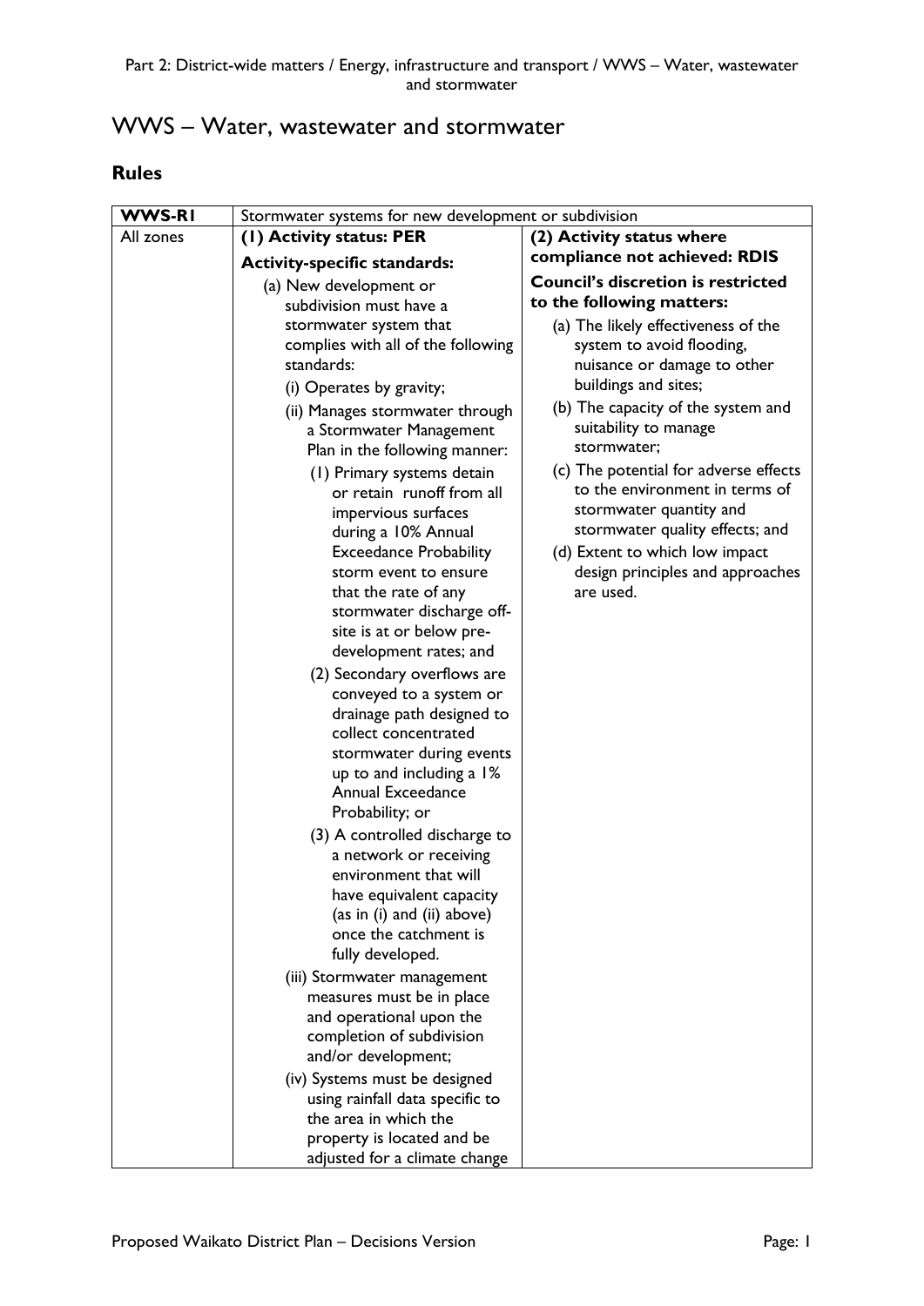# WWS – Water, wastewater and stormwater

## Rules

| WWS-R1 | Stormwater systems for new development or subdivision | |
|---|---|---|
| All zones | **(1) Activity status: PER**<br><br>**Activity-specific standards:**<br><br>(a) New development or subdivision must have a stormwater system that complies with all of the following standards:<br><br>(i) Operates by gravity;<br><br>(ii) Manages stormwater through a Stormwater Management Plan in the following manner:<br><br>(1) Primary systems detain or retain runoff from all impervious surfaces during a 10% Annual Exceedance Probability storm event to ensure that the rate of any stormwater discharge off-site is at or below pre-development rates; and<br><br>(2) Secondary overflows are conveyed to a system or drainage path designed to collect concentrated stormwater during events up to and including a 1% Annual Exceedance Probability; or<br><br>(3) A controlled discharge to a network or receiving environment that will have equivalent capacity (as in (i) and (ii) above) once the catchment is fully developed.<br><br>(iii) Stormwater management measures must be in place and operational upon the completion of subdivision and/or development;<br><br>(iv) Systems must be designed using rainfall data specific to the area in which the property is located and be adjusted for a climate change | **(2) Activity status where compliance not achieved: RDIS**<br><br>**Council's discretion is restricted to the following matters:**<br><br>(a) The likely effectiveness of the system to avoid flooding, nuisance or damage to other buildings and sites;<br><br>(b) The capacity of the system and suitability to manage stormwater;<br><br>(c) The potential for adverse effects to the environment in terms of stormwater quantity and stormwater quality effects; and<br><br>(d) Extent to which low impact design principles and approaches are used. |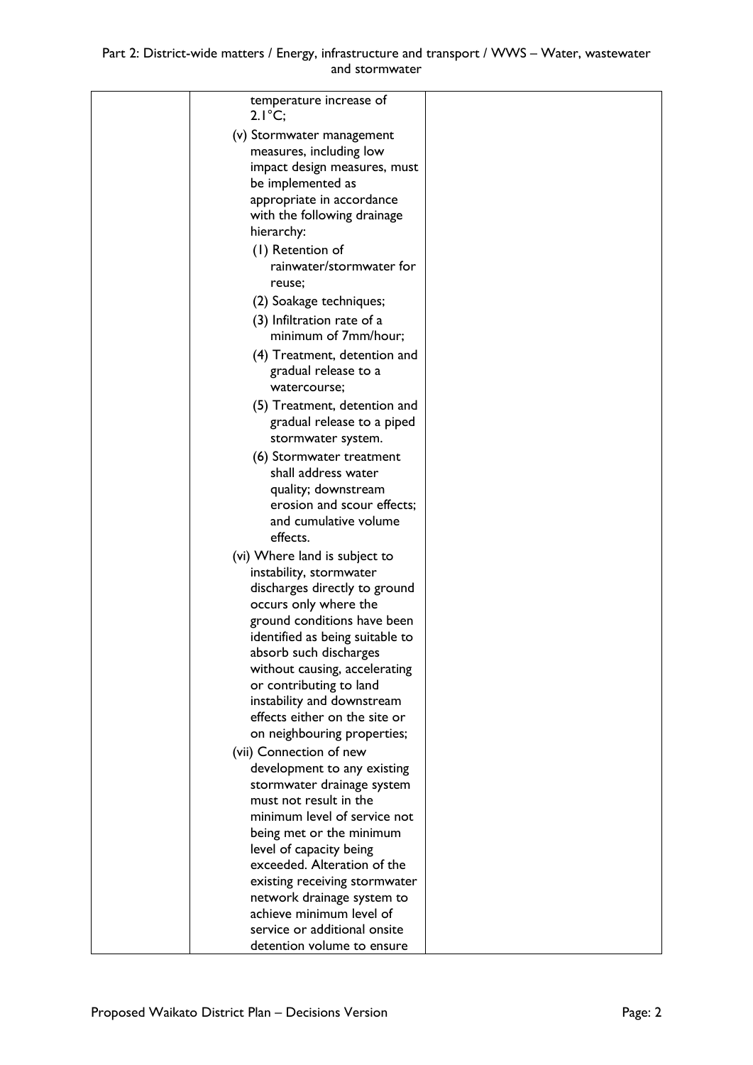| | | |
|---|---|---|
| | temperature increase of 2.1°C;<br><br>(v) Stormwater management measures, including low impact design measures, must be implemented as appropriate in accordance with the following drainage hierarchy:<br>(1) Retention of rainwater/stormwater for reuse;<br>(2) Soakage techniques;<br>(3) Infiltration rate of a minimum of 7mm/hour;<br>(4) Treatment, detention and gradual release to a watercourse;<br>(5) Treatment, detention and gradual release to a piped stormwater system.<br>(6) Stormwater treatment shall address water quality; downstream erosion and scour effects; and cumulative volume effects.<br><br>(vi) Where land is subject to instability, stormwater discharges directly to ground occurs only where the ground conditions have been identified as being suitable to absorb such discharges without causing, accelerating or contributing to land instability and downstream effects either on the site or on neighbouring properties;<br><br>(vii) Connection of new development to any existing stormwater drainage system must not result in the minimum level of service not being met or the minimum level of capacity being exceeded. Alteration of the existing receiving stormwater network drainage system to achieve minimum level of service or additional onsite detention volume to ensure | |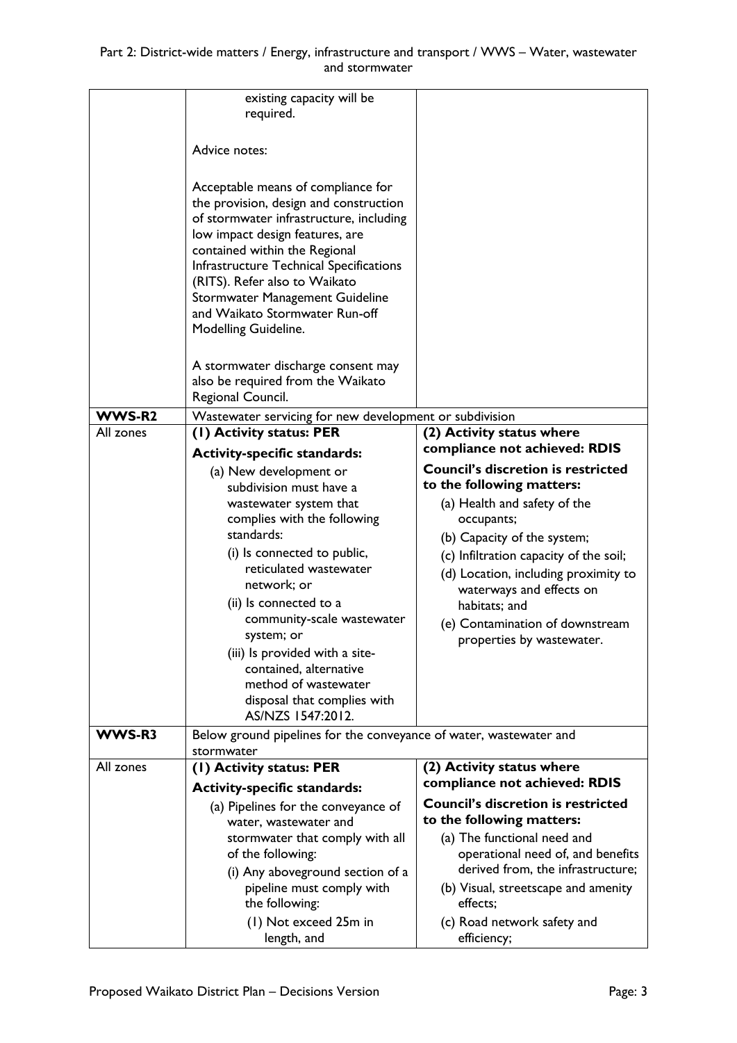| | | |
|---|---|---|
| | existing capacity will be required.<br><br>Advice notes:<br><br>Acceptable means of compliance for the provision, design and construction of stormwater infrastructure, including low impact design features, are contained within the Regional Infrastructure Technical Specifications (RITS). Refer also to Waikato Stormwater Management Guideline and Waikato Stormwater Run-off Modelling Guideline.<br><br>A stormwater discharge consent may also be required from the Waikato Regional Council. | |
| **WWS-R2** | Wastewater servicing for new development or subdivision | |
| All zones | **(1) Activity status: PER**<br>**Activity-specific standards:**<br>(a) New development or subdivision must have a wastewater system that complies with the following standards:<br>(i) Is connected to public, reticulated wastewater network; or<br>(ii) Is connected to a community-scale wastewater system; or<br>(iii) Is provided with a site-contained, alternative method of wastewater disposal that complies with AS/NZS 1547:2012. | **(2) Activity status where compliance not achieved: RDIS**<br>**Council's discretion is restricted to the following matters:**<br>(a) Health and safety of the occupants;<br>(b) Capacity of the system;<br>(c) Infiltration capacity of the soil;<br>(d) Location, including proximity to waterways and effects on habitats; and<br>(e) Contamination of downstream properties by wastewater. |
| **WWS-R3** | Below ground pipelines for the conveyance of water, wastewater and stormwater | |
| All zones | **(1) Activity status: PER**<br>**Activity-specific standards:**<br>(a) Pipelines for the conveyance of water, wastewater and stormwater that comply with all of the following:<br>(i) Any aboveground section of a pipeline must comply with the following:<br>(1) Not exceed 25m in length, and | **(2) Activity status where compliance not achieved: RDIS**<br>**Council's discretion is restricted to the following matters:**<br>(a) The functional need and operational need of, and benefits derived from, the infrastructure;<br>(b) Visual, streetscape and amenity effects;<br>(c) Road network safety and efficiency; |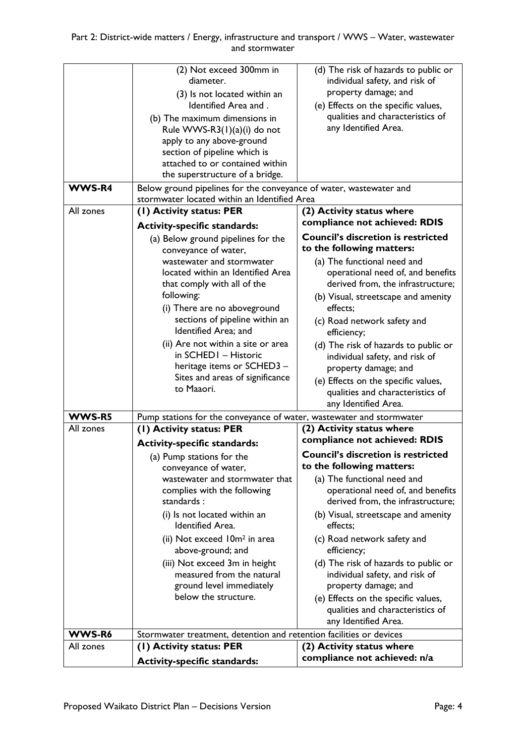| | | |
|---|---|---|
| | (2) Not exceed 300mm in diameter.<br>(3) Is not located within an Identified Area and .<br>(b) The maximum dimensions in Rule WWS-R3(1)(a)(i) do not apply to any above-ground section of pipeline which is attached to or contained within the superstructure of a bridge. | (d) The risk of hazards to public or individual safety, and risk of property damage; and<br>(e) Effects on the specific values, qualities and characteristics of any Identified Area. |
| **WWS-R4** | Below ground pipelines for the conveyance of water, wastewater and stormwater located within an Identified Area | |
| All zones | **(1) Activity status: PER**<br>**Activity-specific standards:**<br>(a) Below ground pipelines for the conveyance of water, wastewater and stormwater located within an Identified Area that comply with all of the following:<br>(i) There are no aboveground sections of pipeline within an Identified Area; and<br>(ii) Are not within a site or area in SCHED1 – Historic heritage items or SCHED3 – Sites and areas of significance to Maaori. | **(2) Activity status where compliance not achieved: RDIS**<br>**Council's discretion is restricted to the following matters:**<br>(a) The functional need and operational need of, and benefits derived from, the infrastructure;<br>(b) Visual, streetscape and amenity effects;<br>(c) Road network safety and efficiency;<br>(d) The risk of hazards to public or individual safety, and risk of property damage; and<br>(e) Effects on the specific values, qualities and characteristics of any Identified Area. |
| **WWS-R5** | Pump stations for the conveyance of water, wastewater and stormwater | |
| All zones | **(1) Activity status: PER**<br>**Activity-specific standards:**<br>(a) Pump stations for the conveyance of water, wastewater and stormwater that complies with the following standards :<br>(i) Is not located within an Identified Area.<br>(ii) Not exceed 10m² in area above-ground; and<br>(iii) Not exceed 3m in height measured from the natural ground level immediately below the structure. | **(2) Activity status where compliance not achieved: RDIS**<br>**Council's discretion is restricted to the following matters:**<br>(a) The functional need and operational need of, and benefits derived from, the infrastructure;<br>(b) Visual, streetscape and amenity effects;<br>(c) Road network safety and efficiency;<br>(d) The risk of hazards to public or individual safety, and risk of property damage; and<br>(e) Effects on the specific values, qualities and characteristics of any Identified Area. |
| **WWS-R6** | Stormwater treatment, detention and retention facilities or devices | |
| All zones | **(1) Activity status: PER**<br>**Activity-specific standards:** | **(2) Activity status where compliance not achieved: n/a** |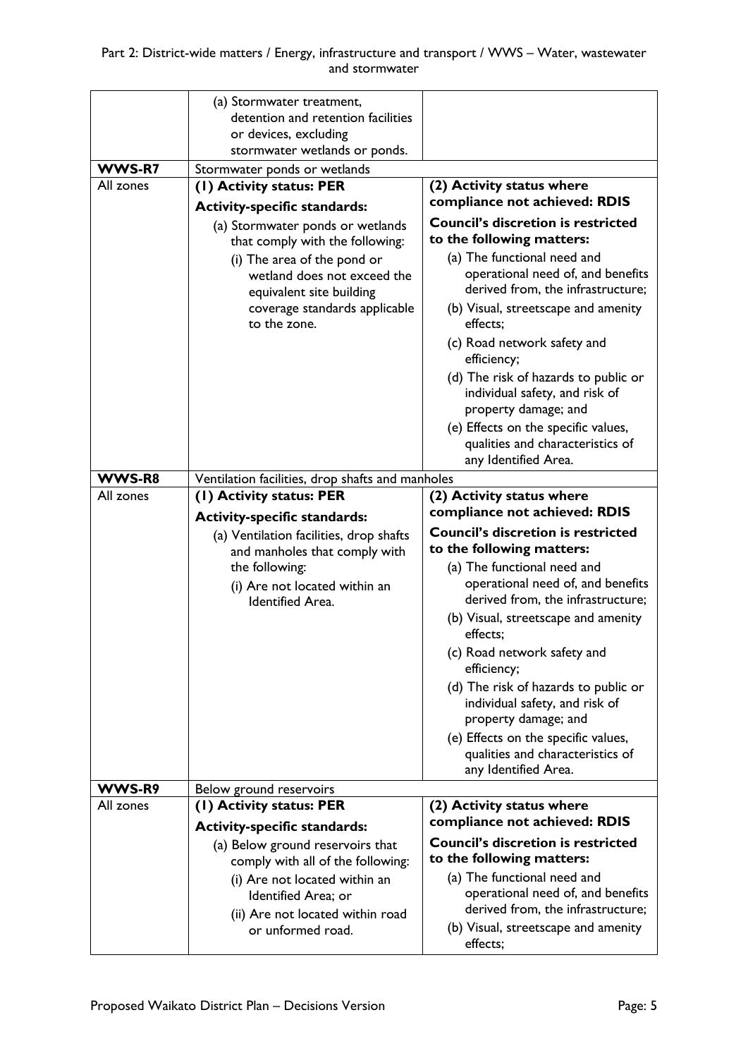| | | |
|---|---|---|
| | (a) Stormwater treatment, detention and retention facilities or devices, excluding stormwater wetlands or ponds. | |
| **WWS-R7** | Stormwater ponds or wetlands | |
| All zones | **(1) Activity status: PER**<br>**Activity-specific standards:**<br>(a) Stormwater ponds or wetlands that comply with the following:<br>(i) The area of the pond or wetland does not exceed the equivalent site building coverage standards applicable to the zone. | **(2) Activity status where compliance not achieved: RDIS**<br>**Council's discretion is restricted to the following matters:**<br>(a) The functional need and operational need of, and benefits derived from, the infrastructure;<br>(b) Visual, streetscape and amenity effects;<br>(c) Road network safety and efficiency;<br>(d) The risk of hazards to public or individual safety, and risk of property damage; and<br>(e) Effects on the specific values, qualities and characteristics of any Identified Area. |
| **WWS-R8** | Ventilation facilities, drop shafts and manholes | |
| All zones | **(1) Activity status: PER**<br>**Activity-specific standards:**<br>(a) Ventilation facilities, drop shafts and manholes that comply with the following:<br>(i) Are not located within an Identified Area. | **(2) Activity status where compliance not achieved: RDIS**<br>**Council's discretion is restricted to the following matters:**<br>(a) The functional need and operational need of, and benefits derived from, the infrastructure;<br>(b) Visual, streetscape and amenity effects;<br>(c) Road network safety and efficiency;<br>(d) The risk of hazards to public or individual safety, and risk of property damage; and<br>(e) Effects on the specific values, qualities and characteristics of any Identified Area. |
| **WWS-R9** | Below ground reservoirs | |
| All zones | **(1) Activity status: PER**<br>**Activity-specific standards:**<br>(a) Below ground reservoirs that comply with all of the following:<br>(i) Are not located within an Identified Area; or<br>(ii) Are not located within road or unformed road. | **(2) Activity status where compliance not achieved: RDIS**<br>**Council's discretion is restricted to the following matters:**<br>(a) The functional need and operational need of, and benefits derived from, the infrastructure;<br>(b) Visual, streetscape and amenity effects; |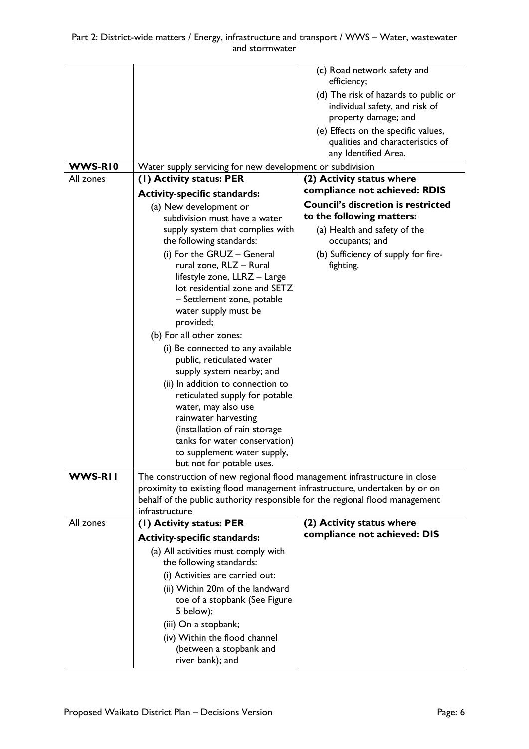| | | |
|---|---|---|
| | | (c) Road network safety and efficiency;<br>(d) The risk of hazards to public or individual safety, and risk of property damage; and<br>(e) Effects on the specific values, qualities and characteristics of any Identified Area. |
| **WWS-R10** | Water supply servicing for new development or subdivision | |
| All zones | **(1) Activity status: PER**<br>**Activity-specific standards:**<br>(a) New development or subdivision must have a water supply system that complies with the following standards:<br>(i) For the GRUZ – General rural zone, RLZ – Rural lifestyle zone, LLRZ – Large lot residential zone and SETZ – Settlement zone, potable water supply must be provided;<br>(b) For all other zones:<br>(i) Be connected to any available public, reticulated water supply system nearby; and<br>(ii) In addition to connection to reticulated supply for potable water, may also use rainwater harvesting (installation of rain storage tanks for water conservation) to supplement water supply, but not for potable uses. | **(2) Activity status where compliance not achieved: RDIS**<br>**Council's discretion is restricted to the following matters:**<br>(a) Health and safety of the occupants; and<br>(b) Sufficiency of supply for fire-fighting. |
| **WWS-R11** | The construction of new regional flood management infrastructure in close proximity to existing flood management infrastructure, undertaken by or on behalf of the public authority responsible for the regional flood management infrastructure | |
| All zones | **(1) Activity status: PER**<br>**Activity-specific standards:**<br>(a) All activities must comply with the following standards:<br>(i) Activities are carried out:<br>(ii) Within 20m of the landward toe of a stopbank (See Figure 5 below);<br>(iii) On a stopbank;<br>(iv) Within the flood channel (between a stopbank and river bank); and | **(2) Activity status where compliance not achieved: DIS** |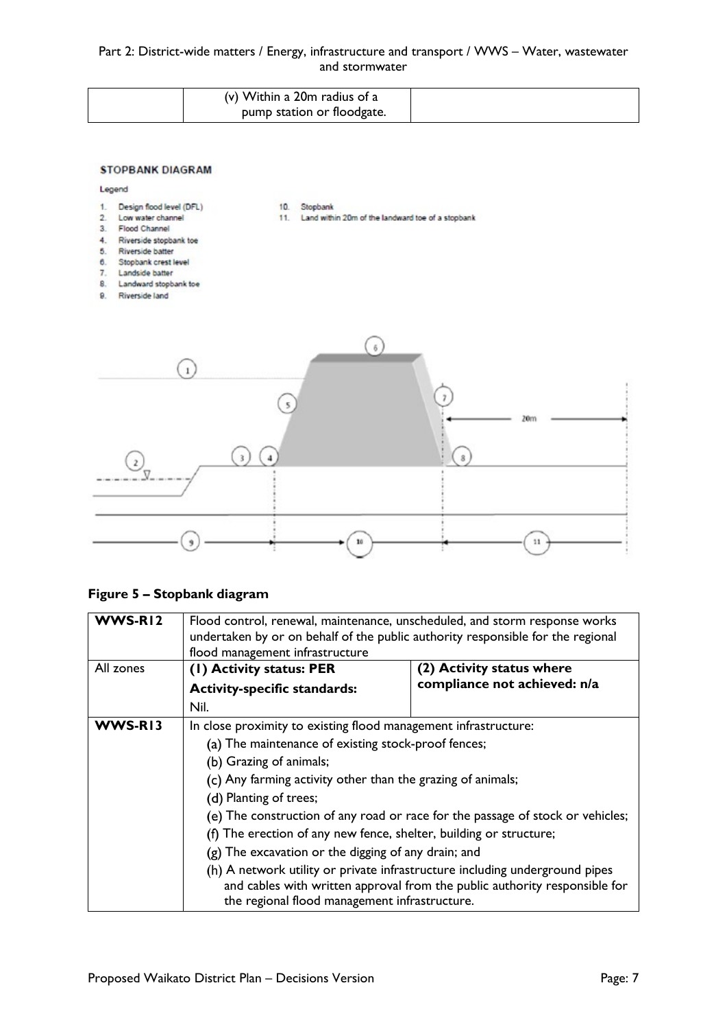| | (v) Within a 20m radius of a pump station or floodgate. | |
|---|---|---|

**STOPBANK DIAGRAM**

Legend

1. Design flood level (DFL)
2. Low water channel
3. Flood Channel
4. Riverside stopbank toe
5. Riverside batter
6. Stopbank crest level
7. Landside batter
8. Landward stopbank toe
9. Riverside land
10. Stopbank
11. Land within 20m of the landward toe of a stopbank

**Figure 5 – Stopbank diagram**

| **WWS-R12** | Flood control, renewal, maintenance, unscheduled, and storm response works undertaken by or on behalf of the public authority responsible for the regional flood management infrastructure | |
|---|---|---|
| All zones | **(1) Activity status: PER**<br>**Activity-specific standards:**<br>Nil. | **(2) Activity status where compliance not achieved: n/a** |
| **WWS-R13** | In close proximity to existing flood management infrastructure:<br>(a) The maintenance of existing stock-proof fences;<br>(b) Grazing of animals;<br>(c) Any farming activity other than the grazing of animals;<br>(d) Planting of trees;<br>(e) The construction of any road or race for the passage of stock or vehicles;<br>(f) The erection of any new fence, shelter, building or structure;<br>(g) The excavation or the digging of any drain; and<br>(h) A network utility or private infrastructure including underground pipes and cables with written approval from the public authority responsible for the regional flood management infrastructure. | |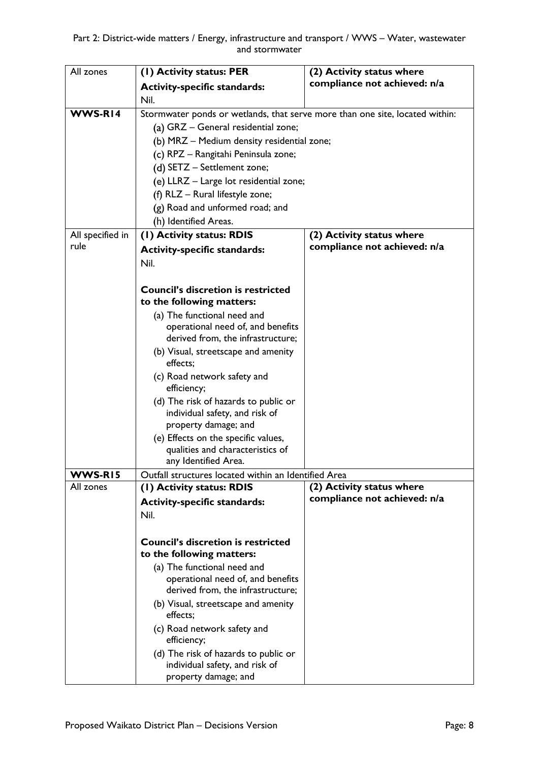| | | |
|---|---|---|
| All zones | **(1) Activity status: PER**<br>**Activity-specific standards:**<br>Nil. | **(2) Activity status where compliance not achieved: n/a** |
| **WWS-R14** | Stormwater ponds or wetlands, that serve more than one site, located within:<br>(a) GRZ – General residential zone;<br>(b) MRZ – Medium density residential zone;<br>(c) RPZ – Rangitahi Peninsula zone;<br>(d) SETZ – Settlement zone;<br>(e) LLRZ – Large lot residential zone;<br>(f) RLZ – Rural lifestyle zone;<br>(g) Road and unformed road; and<br>(h) Identified Areas. | |
| All specified in rule | **(1) Activity status: RDIS**<br>**Activity-specific standards:**<br>Nil.<br><br>**Council's discretion is restricted to the following matters:**<br>(a) The functional need and operational need of, and benefits derived from, the infrastructure;<br>(b) Visual, streetscape and amenity effects;<br>(c) Road network safety and efficiency;<br>(d) The risk of hazards to public or individual safety, and risk of property damage; and<br>(e) Effects on the specific values, qualities and characteristics of any Identified Area. | **(2) Activity status where compliance not achieved: n/a** |
| **WWS-R15** | Outfall structures located within an Identified Area | |
| All zones | **(1) Activity status: RDIS**<br>**Activity-specific standards:**<br>Nil.<br><br>**Council's discretion is restricted to the following matters:**<br>(a) The functional need and operational need of, and benefits derived from, the infrastructure;<br>(b) Visual, streetscape and amenity effects;<br>(c) Road network safety and efficiency;<br>(d) The risk of hazards to public or individual safety, and risk of property damage; and | **(2) Activity status where compliance not achieved: n/a** |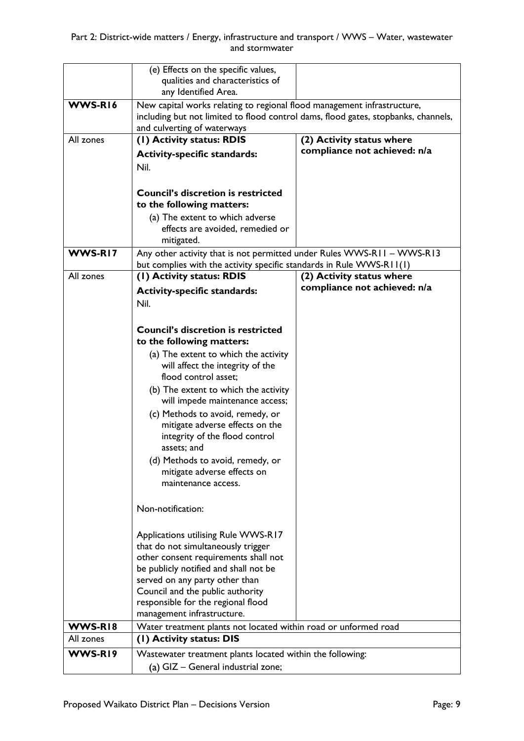| | | |
|---|---|---|
| | (e) Effects on the specific values, qualities and characteristics of any Identified Area. | |
| **WWS-R16** | New capital works relating to regional flood management infrastructure, including but not limited to flood control dams, flood gates, stopbanks, channels, and culverting of waterways | |
| All zones | **(1) Activity status: RDIS**<br><br>**Activity-specific standards:**<br>Nil.<br><br>**Council's discretion is restricted to the following matters:**<br>(a) The extent to which adverse effects are avoided, remedied or mitigated. | **(2) Activity status where compliance not achieved: n/a** |
| **WWS-R17** | Any other activity that is not permitted under Rules WWS-R11 – WWS-R13 but complies with the activity specific standards in Rule WWS-R11(1) | |
| All zones | **(1) Activity status: RDIS**<br><br>**Activity-specific standards:**<br>Nil.<br><br>**Council's discretion is restricted to the following matters:**<br>(a) The extent to which the activity will affect the integrity of the flood control asset;<br>(b) The extent to which the activity will impede maintenance access;<br>(c) Methods to avoid, remedy, or mitigate adverse effects on the integrity of the flood control assets; and<br>(d) Methods to avoid, remedy, or mitigate adverse effects on maintenance access.<br><br>Non-notification:<br><br>Applications utilising Rule WWS-R17 that do not simultaneously trigger other consent requirements shall not be publicly notified and shall not be served on any party other than Council and the public authority responsible for the regional flood management infrastructure. | **(2) Activity status where compliance not achieved: n/a** |
| **WWS-R18** | Water treatment plants not located within road or unformed road | |
| All zones | **(1) Activity status: DIS** | |
| **WWS-R19** | Wastewater treatment plants located within the following:<br>(a) GIZ – General industrial zone; | |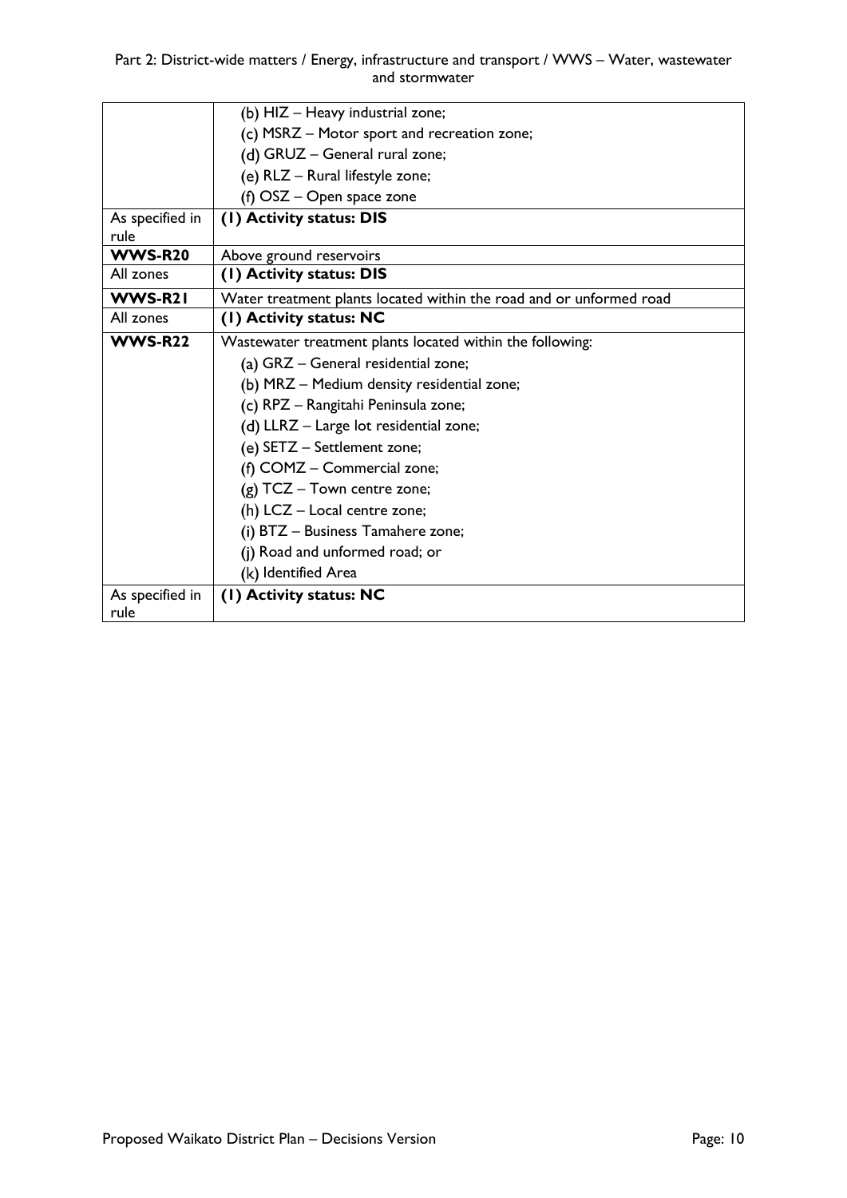| | |
|---|---|
| | (b) HIZ – Heavy industrial zone;<br>(c) MSRZ – Motor sport and recreation zone;<br>(d) GRUZ – General rural zone;<br>(e) RLZ – Rural lifestyle zone;<br>(f) OSZ – Open space zone |
| As specified in rule | **(1) Activity status: DIS** |
| **WWS-R20** | Above ground reservoirs |
| All zones | **(1) Activity status: DIS** |
| **WWS-R21** | Water treatment plants located within the road and or unformed road |
| All zones | **(1) Activity status: NC** |
| **WWS-R22** | Wastewater treatment plants located within the following:<br>(a) GRZ – General residential zone;<br>(b) MRZ – Medium density residential zone;<br>(c) RPZ – Rangitahi Peninsula zone;<br>(d) LLRZ – Large lot residential zone;<br>(e) SETZ – Settlement zone;<br>(f) COMZ – Commercial zone;<br>(g) TCZ – Town centre zone;<br>(h) LCZ – Local centre zone;<br>(i) BTZ – Business Tamahere zone;<br>(j) Road and unformed road; or<br>(k) Identified Area |
| As specified in rule | **(1) Activity status: NC** |